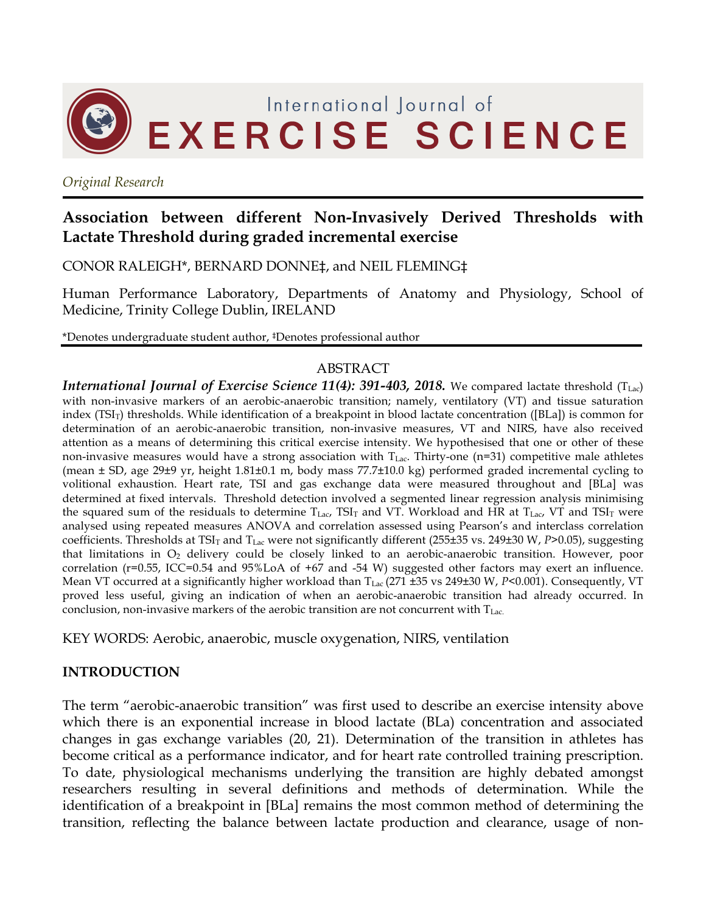# International Journal of EXERCISE SCIENCE

*Original Research*

## Association between different Non-Invasively Derived Thresholds with Lactate Threshold during graded incremental exercise

CONOR RALEIGH*, BERNARD DONNE‡, and NEIL FLEMING‡

Human Performance Laboratory, Departments of Anatomy and Physiology, School of Medicine, Trinity College Dublin, IRELAND

*Denotes undergraduate student author, ‡Denotes professional author

### ABSTRACT

***International Journal of Exercise Science 11(4): 391-403, 2018.*** We compared lactate threshold ($T_{Lac}$) with non-invasive markers of an aerobic-anaerobic transition; namely, ventilatory (VT) and tissue saturation index ($TSI_T$) thresholds. While identification of a breakpoint in blood lactate concentration ([BLa]) is common for determination of an aerobic-anaerobic transition, non-invasive measures, VT and NIRS, have also received attention as a means of determining this critical exercise intensity. We hypothesised that one or other of these non-invasive measures would have a strong association with $T_{Lac}$. Thirty-one (n=31) competitive male athletes (mean ± SD, age 29±9 yr, height 1.81±0.1 m, body mass 77.7±10.0 kg) performed graded incremental cycling to volitional exhaustion. Heart rate, TSI and gas exchange data were measured throughout and [BLa] was determined at fixed intervals. Threshold detection involved a segmented linear regression analysis minimising the squared sum of the residuals to determine $T_{Lac}$, $TSI_T$ and VT. Workload and HR at $T_{Lac}$, VT and $TSI_T$ were analysed using repeated measures ANOVA and correlation assessed using Pearson's and interclass correlation coefficients. Thresholds at $TSI_T$ and $T_{Lac}$ were not significantly different (255±35 vs. 249±30 W, $P$>0.05), suggesting that limitations in $O_2$ delivery could be closely linked to an aerobic-anaerobic transition. However, poor correlation (r=0.55, ICC=0.54 and 95%LoA of +67 and -54 W) suggested other factors may exert an influence. Mean VT occurred at a significantly higher workload than $T_{Lac}$ (271 ±35 vs 249±30 W, $P$<0.001). Consequently, VT proved less useful, giving an indication of when an aerobic-anaerobic transition had already occurred. In conclusion, non-invasive markers of the aerobic transition are not concurrent with $T_{Lac}$.

KEY WORDS: Aerobic, anaerobic, muscle oxygenation, NIRS, ventilation

### INTRODUCTION

The term "aerobic-anaerobic transition" was first used to describe an exercise intensity above which there is an exponential increase in blood lactate (BLa) concentration and associated changes in gas exchange variables (20, 21). Determination of the transition in athletes has become critical as a performance indicator, and for heart rate controlled training prescription. To date, physiological mechanisms underlying the transition are highly debated amongst researchers resulting in several definitions and methods of determination. While the identification of a breakpoint in [BLa] remains the most common method of determining the transition, reflecting the balance between lactate production and clearance, usage of non-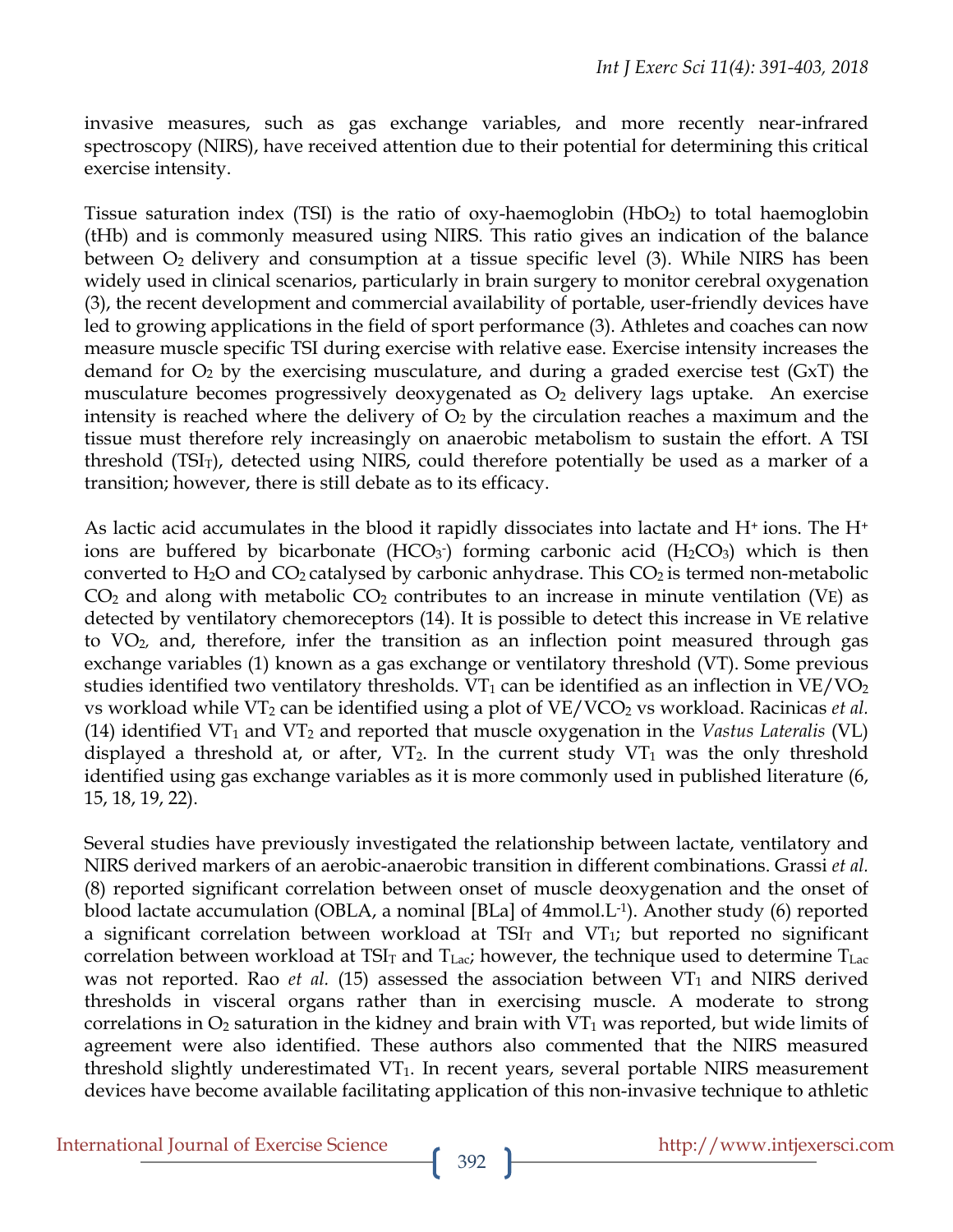invasive measures, such as gas exchange variables, and more recently near-infrared spectroscopy (NIRS), have received attention due to their potential for determining this critical exercise intensity.

Tissue saturation index (TSI) is the ratio of oxy-haemoglobin ($HbO_2$) to total haemoglobin (tHb) and is commonly measured using NIRS. This ratio gives an indication of the balance between $O_2$ delivery and consumption at a tissue specific level (3). While NIRS has been widely used in clinical scenarios, particularly in brain surgery to monitor cerebral oxygenation (3), the recent development and commercial availability of portable, user-friendly devices have led to growing applications in the field of sport performance (3). Athletes and coaches can now measure muscle specific TSI during exercise with relative ease. Exercise intensity increases the demand for $O_2$ by the exercising musculature, and during a graded exercise test (GxT) the musculature becomes progressively deoxygenated as $O_2$ delivery lags uptake. An exercise intensity is reached where the delivery of $O_2$ by the circulation reaches a maximum and the tissue must therefore rely increasingly on anaerobic metabolism to sustain the effort. A TSI threshold ($TSI_T$), detected using NIRS, could therefore potentially be used as a marker of a transition; however, there is still debate as to its efficacy.

As lactic acid accumulates in the blood it rapidly dissociates into lactate and $H^+$ ions. The $H^+$ ions are buffered by bicarbonate ($HCO_3^-$) forming carbonic acid ($H_2CO_3$) which is then converted to $H_2O$ and $CO_2$ catalysed by carbonic anhydrase. This $CO_2$ is termed non-metabolic $CO_2$ and along with metabolic $CO_2$ contributes to an increase in minute ventilation (VE) as detected by ventilatory chemoreceptors (14). It is possible to detect this increase in VE relative to $VO_2$, and, therefore, infer the transition as an inflection point measured through gas exchange variables (1) known as a gas exchange or ventilatory threshold (VT). Some previous studies identified two ventilatory thresholds. $VT_1$ can be identified as an inflection in $VE/VO_2$ vs workload while $VT_2$ can be identified using a plot of $VE/VCO_2$ vs workload. Racinicas *et al.* (14) identified $VT_1$ and $VT_2$ and reported that muscle oxygenation in the *Vastus Lateralis* (VL) displayed a threshold at, or after, $VT_2$. In the current study $VT_1$ was the only threshold identified using gas exchange variables as it is more commonly used in published literature (6, 15, 18, 19, 22).

Several studies have previously investigated the relationship between lactate, ventilatory and NIRS derived markers of an aerobic-anaerobic transition in different combinations. Grassi *et al.* (8) reported significant correlation between onset of muscle deoxygenation and the onset of blood lactate accumulation (OBLA, a nominal [BLa] of 4mmol.$L^{-1}$). Another study (6) reported a significant correlation between workload at $TSI_T$ and $VT_1$; but reported no significant correlation between workload at $TSI_T$ and $T_{Lac}$; however, the technique used to determine $T_{Lac}$ was not reported. Rao *et al.* (15) assessed the association between $VT_1$ and NIRS derived thresholds in visceral organs rather than in exercising muscle. A moderate to strong correlations in $O_2$ saturation in the kidney and brain with $VT_1$ was reported, but wide limits of agreement were also identified. These authors also commented that the NIRS measured threshold slightly underestimated $VT_1$. In recent years, several portable NIRS measurement devices have become available facilitating application of this non-invasive technique to athletic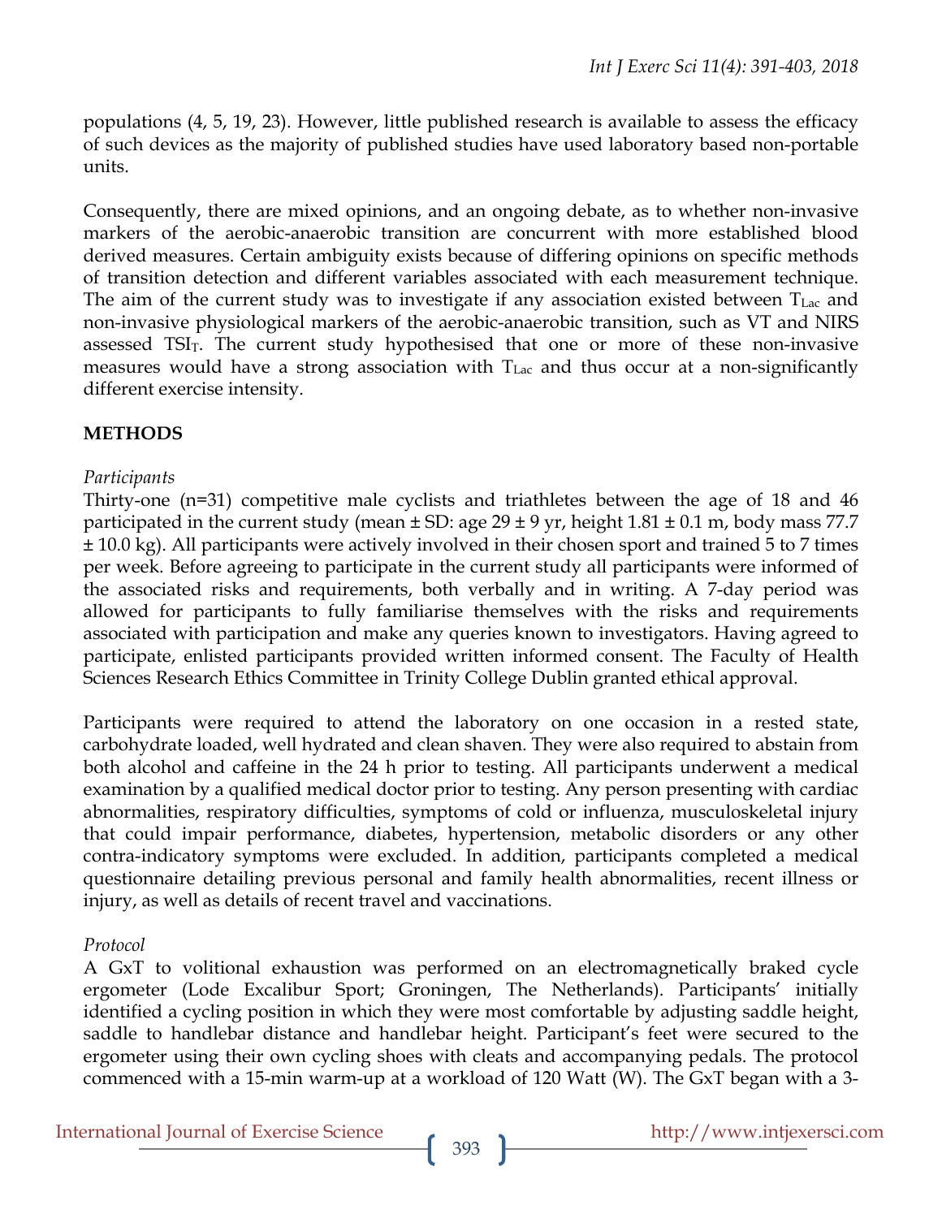populations (4, 5, 19, 23). However, little published research is available to assess the efficacy of such devices as the majority of published studies have used laboratory based non-portable units.

Consequently, there are mixed opinions, and an ongoing debate, as to whether non-invasive markers of the aerobic-anaerobic transition are concurrent with more established blood derived measures. Certain ambiguity exists because of differing opinions on specific methods of transition detection and different variables associated with each measurement technique. The aim of the current study was to investigate if any association existed between $T_{Lac}$ and non-invasive physiological markers of the aerobic-anaerobic transition, such as VT and NIRS assessed $TSI_T$. The current study hypothesised that one or more of these non-invasive measures would have a strong association with $T_{Lac}$ and thus occur at a non-significantly different exercise intensity.

## METHODS

*Participants*

Thirty-one (n=31) competitive male cyclists and triathletes between the age of 18 and 46 participated in the current study (mean ± SD: age 29 ± 9 yr, height 1.81 ± 0.1 m, body mass 77.7 ± 10.0 kg). All participants were actively involved in their chosen sport and trained 5 to 7 times per week. Before agreeing to participate in the current study all participants were informed of the associated risks and requirements, both verbally and in writing. A 7-day period was allowed for participants to fully familiarise themselves with the risks and requirements associated with participation and make any queries known to investigators. Having agreed to participate, enlisted participants provided written informed consent. The Faculty of Health Sciences Research Ethics Committee in Trinity College Dublin granted ethical approval.

Participants were required to attend the laboratory on one occasion in a rested state, carbohydrate loaded, well hydrated and clean shaven. They were also required to abstain from both alcohol and caffeine in the 24 h prior to testing. All participants underwent a medical examination by a qualified medical doctor prior to testing. Any person presenting with cardiac abnormalities, respiratory difficulties, symptoms of cold or influenza, musculoskeletal injury that could impair performance, diabetes, hypertension, metabolic disorders or any other contra-indicatory symptoms were excluded. In addition, participants completed a medical questionnaire detailing previous personal and family health abnormalities, recent illness or injury, as well as details of recent travel and vaccinations.

*Protocol*

A GxT to volitional exhaustion was performed on an electromagnetically braked cycle ergometer (Lode Excalibur Sport; Groningen, The Netherlands). Participants' initially identified a cycling position in which they were most comfortable by adjusting saddle height, saddle to handlebar distance and handlebar height. Participant's feet were secured to the ergometer using their own cycling shoes with cleats and accompanying pedals. The protocol commenced with a 15-min warm-up at a workload of 120 Watt (W). The GxT began with a 3-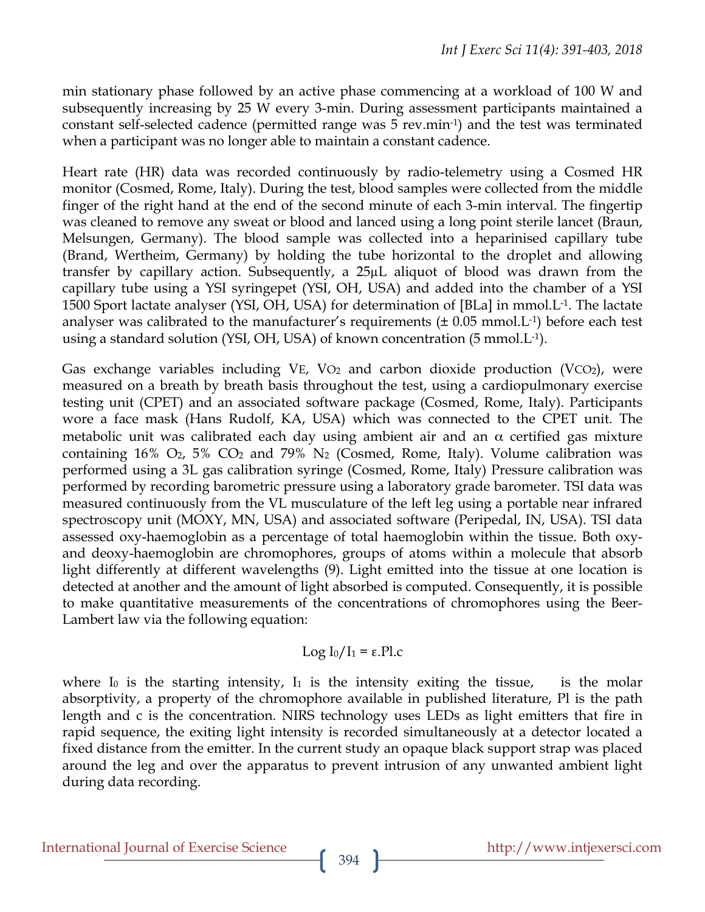min stationary phase followed by an active phase commencing at a workload of 100 W and subsequently increasing by 25 W every 3-min. During assessment participants maintained a constant self-selected cadence (permitted range was 5 rev.min$^{-1}$) and the test was terminated when a participant was no longer able to maintain a constant cadence.

Heart rate (HR) data was recorded continuously by radio-telemetry using a Cosmed HR monitor (Cosmed, Rome, Italy). During the test, blood samples were collected from the middle finger of the right hand at the end of the second minute of each 3-min interval. The fingertip was cleaned to remove any sweat or blood and lanced using a long point sterile lancet (Braun, Melsungen, Germany). The blood sample was collected into a heparinised capillary tube (Brand, Wertheim, Germany) by holding the tube horizontal to the droplet and allowing transfer by capillary action. Subsequently, a 25µL aliquot of blood was drawn from the capillary tube using a YSI syringepet (YSI, OH, USA) and added into the chamber of a YSI 1500 Sport lactate analyser (YSI, OH, USA) for determination of [BLa] in mmol.L$^{-1}$. The lactate analyser was calibrated to the manufacturer's requirements (± 0.05 mmol.L$^{-1}$) before each test using a standard solution (YSI, OH, USA) of known concentration (5 mmol.L$^{-1}$).

Gas exchange variables including $V_E$, $VO_2$ and carbon dioxide production ($VCO_2$), were measured on a breath by breath basis throughout the test, using a cardiopulmonary exercise testing unit (CPET) and an associated software package (Cosmed, Rome, Italy). Participants wore a face mask (Hans Rudolf, KA, USA) which was connected to the CPET unit. The metabolic unit was calibrated each day using ambient air and an α certified gas mixture containing 16% $O_2$, 5% $CO_2$ and 79% $N_2$ (Cosmed, Rome, Italy). Volume calibration was performed using a 3L gas calibration syringe (Cosmed, Rome, Italy) Pressure calibration was performed by recording barometric pressure using a laboratory grade barometer. TSI data was measured continuously from the VL musculature of the left leg using a portable near infrared spectroscopy unit (MOXY, MN, USA) and associated software (Peripedal, IN, USA). TSI data assessed oxy-haemoglobin as a percentage of total haemoglobin within the tissue. Both oxy- and deoxy-haemoglobin are chromophores, groups of atoms within a molecule that absorb light differently at different wavelengths (9). Light emitted into the tissue at one location is detected at another and the amount of light absorbed is computed. Consequently, it is possible to make quantitative measurements of the concentrations of chromophores using the Beer-Lambert law via the following equation:

$$\text{Log } I_0/I_1 = \varepsilon.\text{Pl}.c$$

where $I_0$ is the starting intensity, $I_1$ is the intensity exiting the tissue, is the molar absorptivity, a property of the chromophore available in published literature, Pl is the path length and c is the concentration. NIRS technology uses LEDs as light emitters that fire in rapid sequence, the exiting light intensity is recorded simultaneously at a detector located a fixed distance from the emitter. In the current study an opaque black support strap was placed around the leg and over the apparatus to prevent intrusion of any unwanted ambient light during data recording.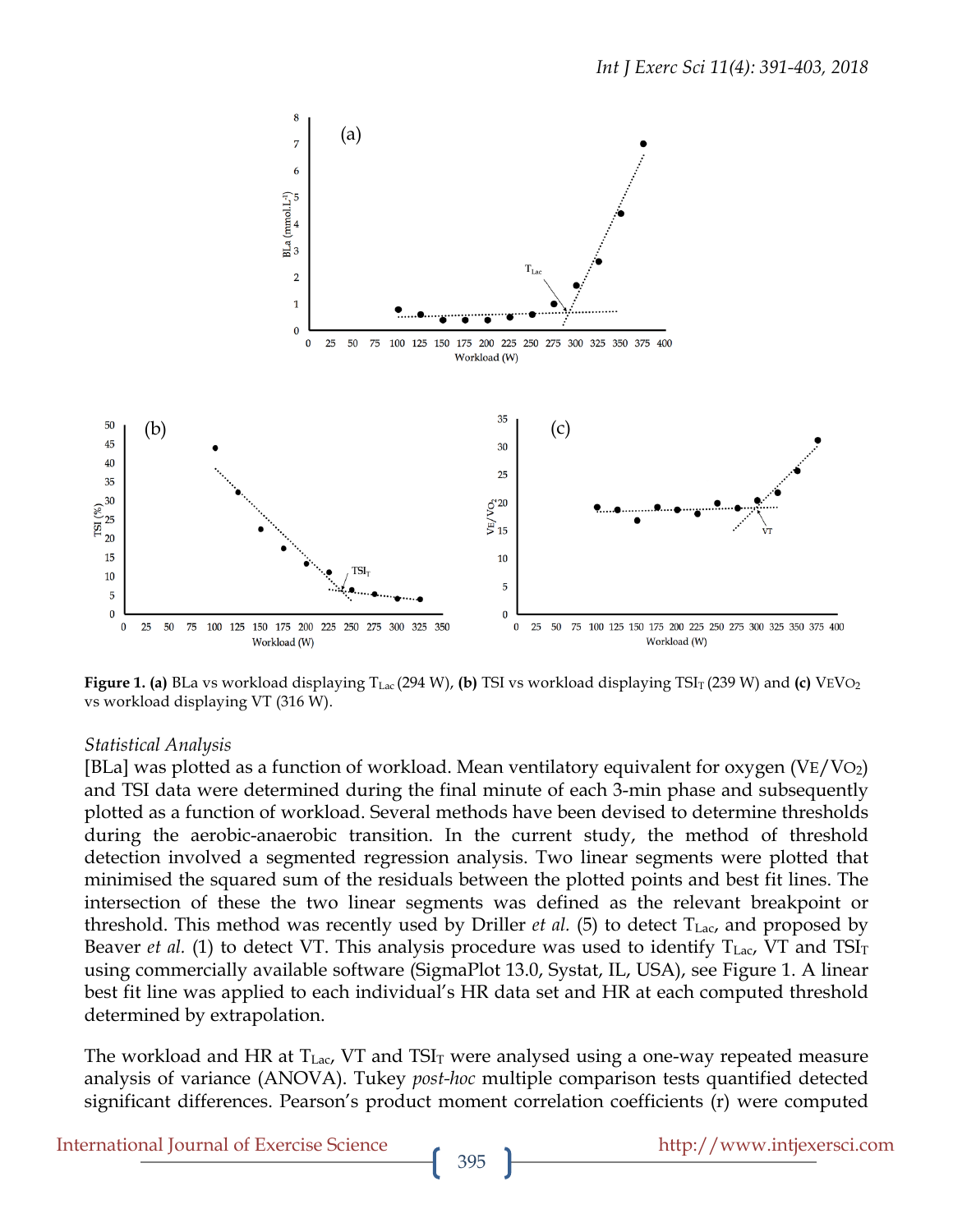**Figure 1.** **(a)** BLa vs workload displaying $T_{Lac}$ (294 W), **(b)** TSI vs workload displaying $TSI_T$ (239 W) and **(c)** $V_EVO_2$ vs workload displaying VT (316 W).

*Statistical Analysis*

[BLa] was plotted as a function of workload. Mean ventilatory equivalent for oxygen ($V_E/VO_2$) and TSI data were determined during the final minute of each 3-min phase and subsequently plotted as a function of workload. Several methods have been devised to determine thresholds during the aerobic-anaerobic transition. In the current study, the method of threshold detection involved a segmented regression analysis. Two linear segments were plotted that minimised the squared sum of the residuals between the plotted points and best fit lines. The intersection of these the two linear segments was defined as the relevant breakpoint or threshold. This method was recently used by Driller *et al.* (5) to detect $T_{Lac}$, and proposed by Beaver *et al.* (1) to detect VT. This analysis procedure was used to identify $T_{Lac}$, VT and $TSI_T$ using commercially available software (SigmaPlot 13.0, Systat, IL, USA), see Figure 1. A linear best fit line was applied to each individual's HR data set and HR at each computed threshold determined by extrapolation.

The workload and HR at $T_{Lac}$, VT and $TSI_T$ were analysed using a one-way repeated measure analysis of variance (ANOVA). Tukey *post-hoc* multiple comparison tests quantified detected significant differences. Pearson's product moment correlation coefficients (r) were computed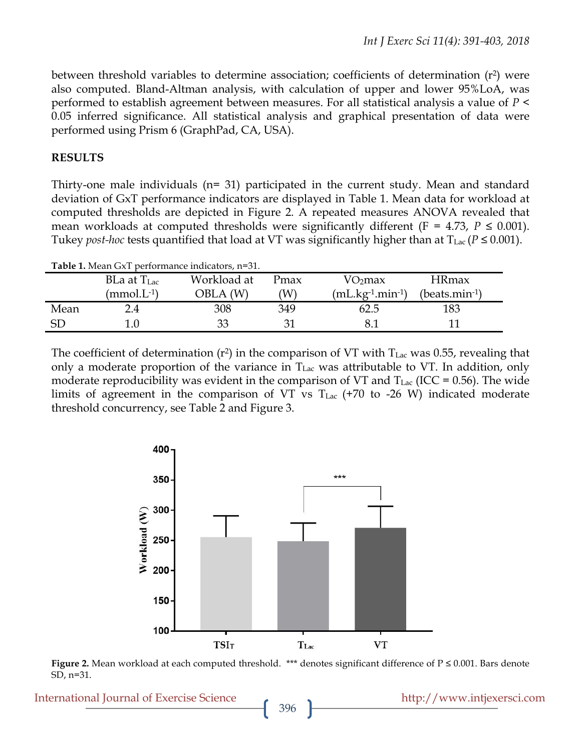between threshold variables to determine association; coefficients of determination ($r^2$) were also computed. Bland-Altman analysis, with calculation of upper and lower 95%LoA, was performed to establish agreement between measures. For all statistical analysis a value of $P < 0.05$ inferred significance. All statistical analysis and graphical presentation of data were performed using Prism 6 (GraphPad, CA, USA).

## RESULTS

Thirty-one male individuals (n= 31) participated in the current study. Mean and standard deviation of GxT performance indicators are displayed in Table 1. Mean data for workload at computed thresholds are depicted in Figure 2. A repeated measures ANOVA revealed that mean workloads at computed thresholds were significantly different (F = 4.73, $P \leq 0.001$). Tukey *post-hoc* tests quantified that load at VT was significantly higher than at $T_{Lac}$ ($P \leq 0.001$).

**Table 1.** Mean GxT performance indicators, n=31.

| | BLa at $T_{Lac}$ ($mmol.L^{-1}$) | Workload at OBLA (W) | Pmax (W) | $VO_2max$ ($mL.kg^{-1}.min^{-1}$) | HRmax ($beats.min^{-1}$) |
|---|---|---|---|---|---|
| Mean | 2.4 | 308 | 349 | 62.5 | 183 |
| SD | 1.0 | 33 | 31 | 8.1 | 11 |

The coefficient of determination ($r^2$) in the comparison of VT with $T_{Lac}$ was 0.55, revealing that only a moderate proportion of the variance in $T_{Lac}$ was attributable to VT. In addition, only moderate reproducibility was evident in the comparison of VT and $T_{Lac}$ (ICC = 0.56). The wide limits of agreement in the comparison of VT vs $T_{Lac}$ (+70 to -26 W) indicated moderate threshold concurrency, see Table 2 and Figure 3.

**Figure 2.** Mean workload at each computed threshold. *** denotes significant difference of P ≤ 0.001. Bars denote SD, n=31.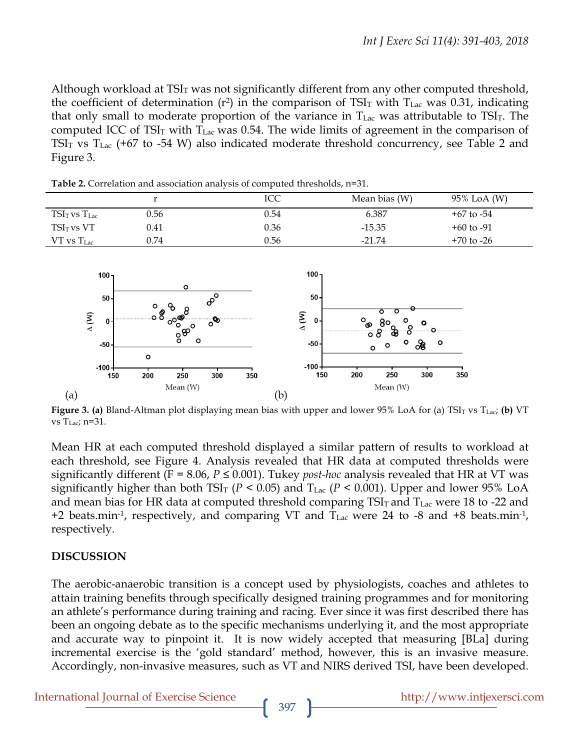Although workload at $TSI_T$ was not significantly different from any other computed threshold, the coefficient of determination ($r^2$) in the comparison of $TSI_T$ with $T_{Lac}$ was 0.31, indicating that only small to moderate proportion of the variance in $T_{Lac}$ was attributable to $TSI_T$. The computed ICC of $TSI_T$ with $T_{Lac}$ was 0.54. The wide limits of agreement in the comparison of $TSI_T$ vs $T_{Lac}$ (+67 to -54 W) also indicated moderate threshold concurrency, see Table 2 and Figure 3.

**Table 2.** Correlation and association analysis of computed thresholds, n=31.

| | r | ICC | Mean bias (W) | 95% LoA (W) |
|---|---|---|---|---|
| $TSI_T$ vs $T_{Lac}$ | 0.56 | 0.54 | 6.387 | +67 to -54 |
| $TSI_T$ vs VT | 0.41 | 0.36 | -15.35 | +60 to -91 |
| VT vs $T_{Lac}$ | 0.74 | 0.56 | -21.74 | +70 to -26 |

**Figure 3. (a)** Bland-Altman plot displaying mean bias with upper and lower 95% LoA for (a) $TSI_T$ vs $T_{Lac}$; **(b)** VT vs $T_{Lac}$; n=31.

Mean HR at each computed threshold displayed a similar pattern of results to workload at each threshold, see Figure 4. Analysis revealed that HR data at computed thresholds were significantly different ($F = 8.06$, $P \leq 0.001$). Tukey *post-hoc* analysis revealed that HR at VT was significantly higher than both $TSI_T$ ($P < 0.05$) and $T_{Lac}$ ($P < 0.001$). Upper and lower 95% LoA and mean bias for HR data at computed threshold comparing $TSI_T$ and $T_{Lac}$ were 18 to -22 and +2 beats.min$^{-1}$, respectively, and comparing VT and $T_{Lac}$ were 24 to -8 and +8 beats.min$^{-1}$, respectively.

## DISCUSSION

The aerobic-anaerobic transition is a concept used by physiologists, coaches and athletes to attain training benefits through specifically designed training programmes and for monitoring an athlete's performance during training and racing. Ever since it was first described there has been an ongoing debate as to the specific mechanisms underlying it, and the most appropriate and accurate way to pinpoint it. It is now widely accepted that measuring [BLa] during incremental exercise is the 'gold standard' method, however, this is an invasive measure. Accordingly, non-invasive measures, such as VT and NIRS derived TSI, have been developed.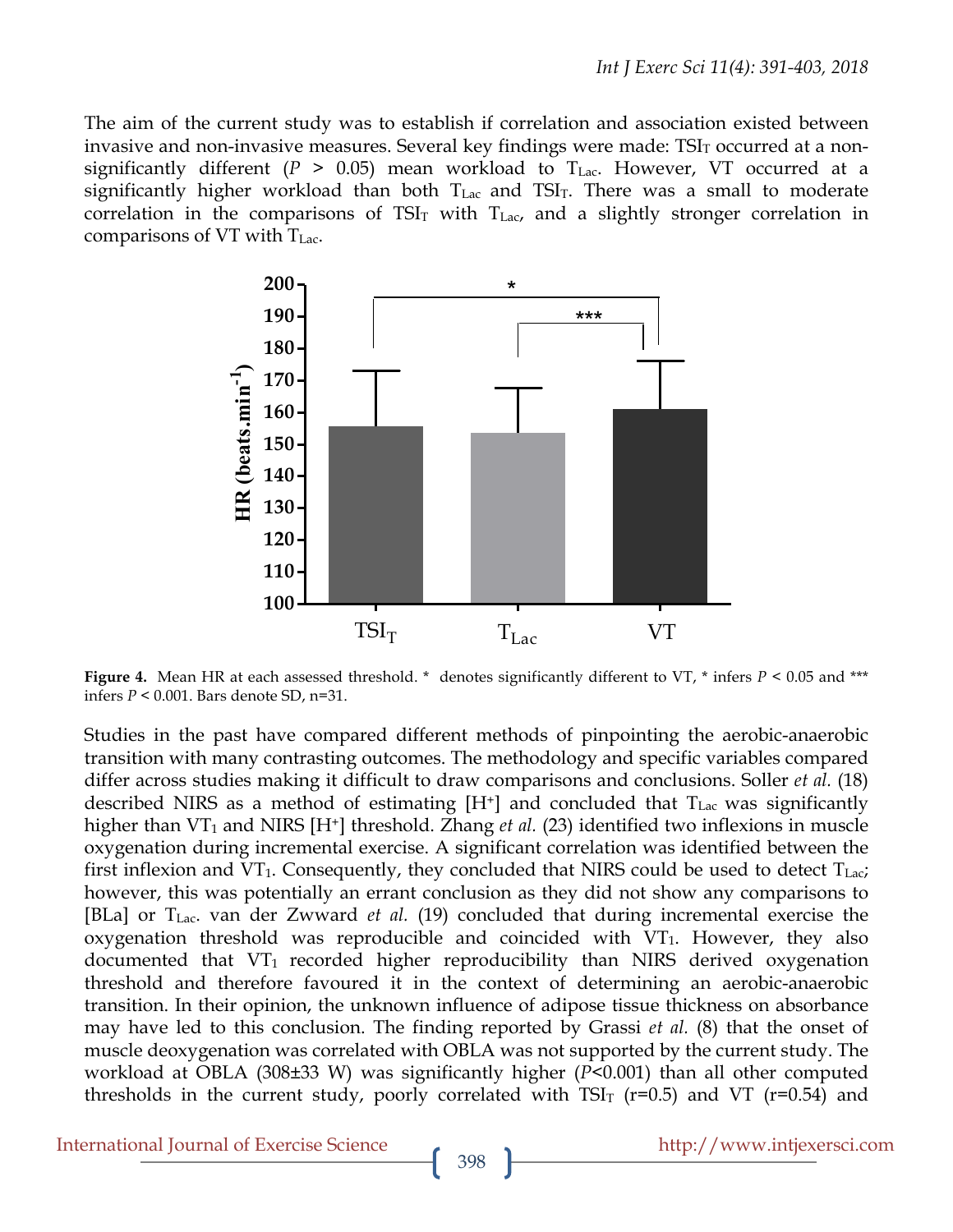The aim of the current study was to establish if correlation and association existed between invasive and non-invasive measures. Several key findings were made: $TSI_T$ occurred at a non-significantly different ($P > 0.05$) mean workload to $T_{Lac}$. However, VT occurred at a significantly higher workload than both $T_{Lac}$ and $TSI_T$. There was a small to moderate correlation in the comparisons of $TSI_T$ with $T_{Lac}$, and a slightly stronger correlation in comparisons of VT with $T_{Lac}$.

**Figure 4.** Mean HR at each assessed threshold. * denotes significantly different to VT, * infers $P < 0.05$ and *** infers $P < 0.001$. Bars denote SD, n=31.

Studies in the past have compared different methods of pinpointing the aerobic-anaerobic transition with many contrasting outcomes. The methodology and specific variables compared differ across studies making it difficult to draw comparisons and conclusions. Soller *et al.* (18) described NIRS as a method of estimating [$H^+$] and concluded that $T_{Lac}$ was significantly higher than $VT_1$ and NIRS [$H^+$] threshold. Zhang *et al.* (23) identified two inflexions in muscle oxygenation during incremental exercise. A significant correlation was identified between the first inflexion and $VT_1$. Consequently, they concluded that NIRS could be used to detect $T_{Lac}$; however, this was potentially an errant conclusion as they did not show any comparisons to [BLa] or $T_{Lac}$. van der Zwward *et al.* (19) concluded that during incremental exercise the oxygenation threshold was reproducible and coincided with $VT_1$. However, they also documented that $VT_1$ recorded higher reproducibility than NIRS derived oxygenation threshold and therefore favoured it in the context of determining an aerobic-anaerobic transition. In their opinion, the unknown influence of adipose tissue thickness on absorbance may have led to this conclusion. The finding reported by Grassi *et al.* (8) that the onset of muscle deoxygenation was correlated with OBLA was not supported by the current study. The workload at OBLA (308±33 W) was significantly higher ($P<0.001$) than all other computed thresholds in the current study, poorly correlated with $TSI_T$ (r=0.5) and VT (r=0.54) and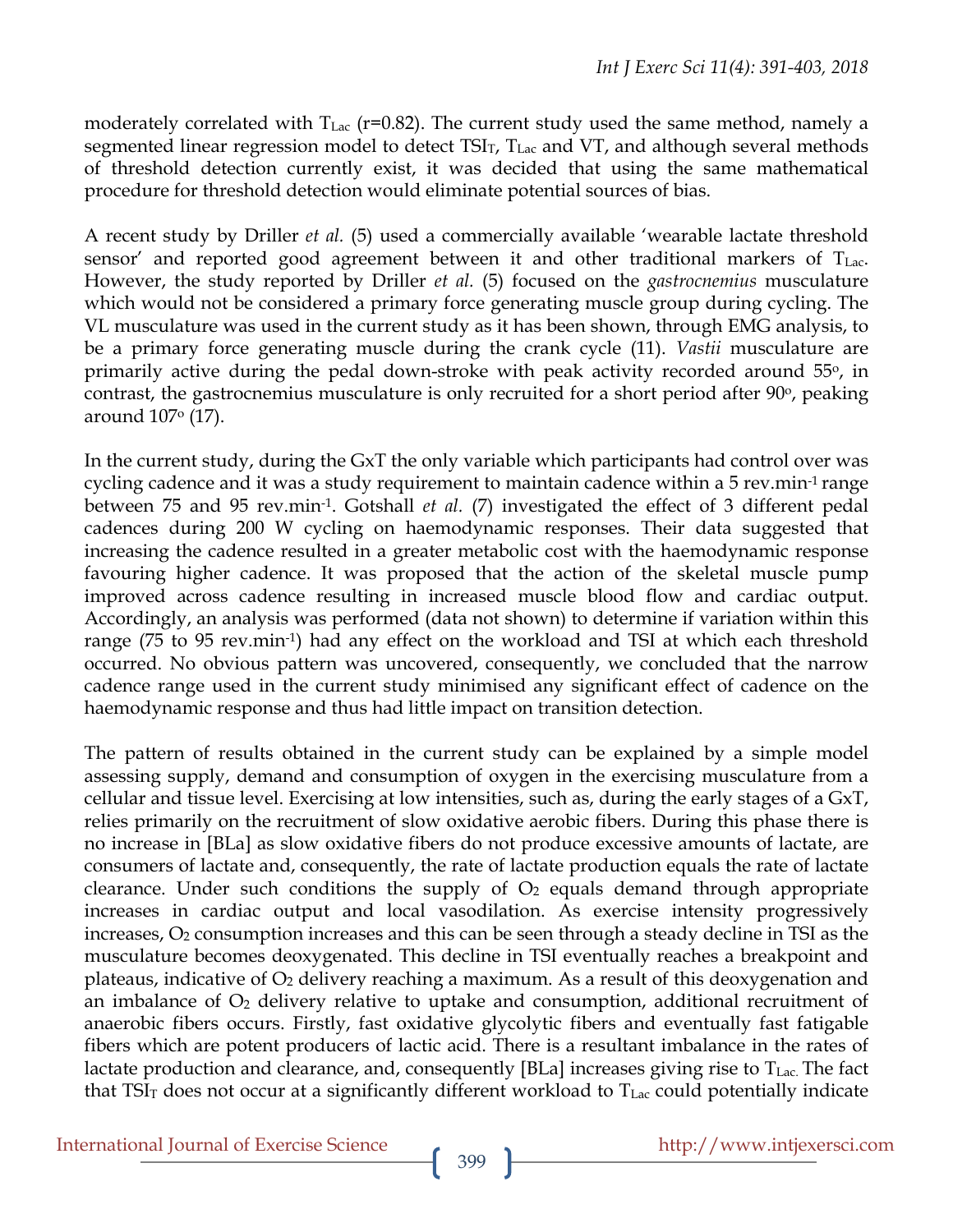moderately correlated with $T_{Lac}$ (r=0.82). The current study used the same method, namely a segmented linear regression model to detect $TSI_T$, $T_{Lac}$ and VT, and although several methods of threshold detection currently exist, it was decided that using the same mathematical procedure for threshold detection would eliminate potential sources of bias.

A recent study by Driller *et al.* (5) used a commercially available 'wearable lactate threshold sensor' and reported good agreement between it and other traditional markers of $T_{Lac}$. However, the study reported by Driller *et al.* (5) focused on the *gastrocnemius* musculature which would not be considered a primary force generating muscle group during cycling. The VL musculature was used in the current study as it has been shown, through EMG analysis, to be a primary force generating muscle during the crank cycle (11). *Vastii* musculature are primarily active during the pedal down-stroke with peak activity recorded around 55°, in contrast, the gastrocnemius musculature is only recruited for a short period after 90°, peaking around 107° (17).

In the current study, during the GxT the only variable which participants had control over was cycling cadence and it was a study requirement to maintain cadence within a 5 $rev.min^{-1}$ range between 75 and 95 $rev.min^{-1}$. Gotshall *et al.* (7) investigated the effect of 3 different pedal cadences during 200 W cycling on haemodynamic responses. Their data suggested that increasing the cadence resulted in a greater metabolic cost with the haemodynamic response favouring higher cadence. It was proposed that the action of the skeletal muscle pump improved across cadence resulting in increased muscle blood flow and cardiac output. Accordingly, an analysis was performed (data not shown) to determine if variation within this range (75 to 95 $rev.min^{-1}$) had any effect on the workload and TSI at which each threshold occurred. No obvious pattern was uncovered, consequently, we concluded that the narrow cadence range used in the current study minimised any significant effect of cadence on the haemodynamic response and thus had little impact on transition detection.

The pattern of results obtained in the current study can be explained by a simple model assessing supply, demand and consumption of oxygen in the exercising musculature from a cellular and tissue level. Exercising at low intensities, such as, during the early stages of a GxT, relies primarily on the recruitment of slow oxidative aerobic fibers. During this phase there is no increase in [BLa] as slow oxidative fibers do not produce excessive amounts of lactate, are consumers of lactate and, consequently, the rate of lactate production equals the rate of lactate clearance. Under such conditions the supply of $O_2$ equals demand through appropriate increases in cardiac output and local vasodilation. As exercise intensity progressively increases, $O_2$ consumption increases and this can be seen through a steady decline in TSI as the musculature becomes deoxygenated. This decline in TSI eventually reaches a breakpoint and plateaus, indicative of $O_2$ delivery reaching a maximum. As a result of this deoxygenation and an imbalance of $O_2$ delivery relative to uptake and consumption, additional recruitment of anaerobic fibers occurs. Firstly, fast oxidative glycolytic fibers and eventually fast fatigable fibers which are potent producers of lactic acid. There is a resultant imbalance in the rates of lactate production and clearance, and, consequently [BLa] increases giving rise to $T_{Lac}$. The fact that $TSI_T$ does not occur at a significantly different workload to $T_{Lac}$ could potentially indicate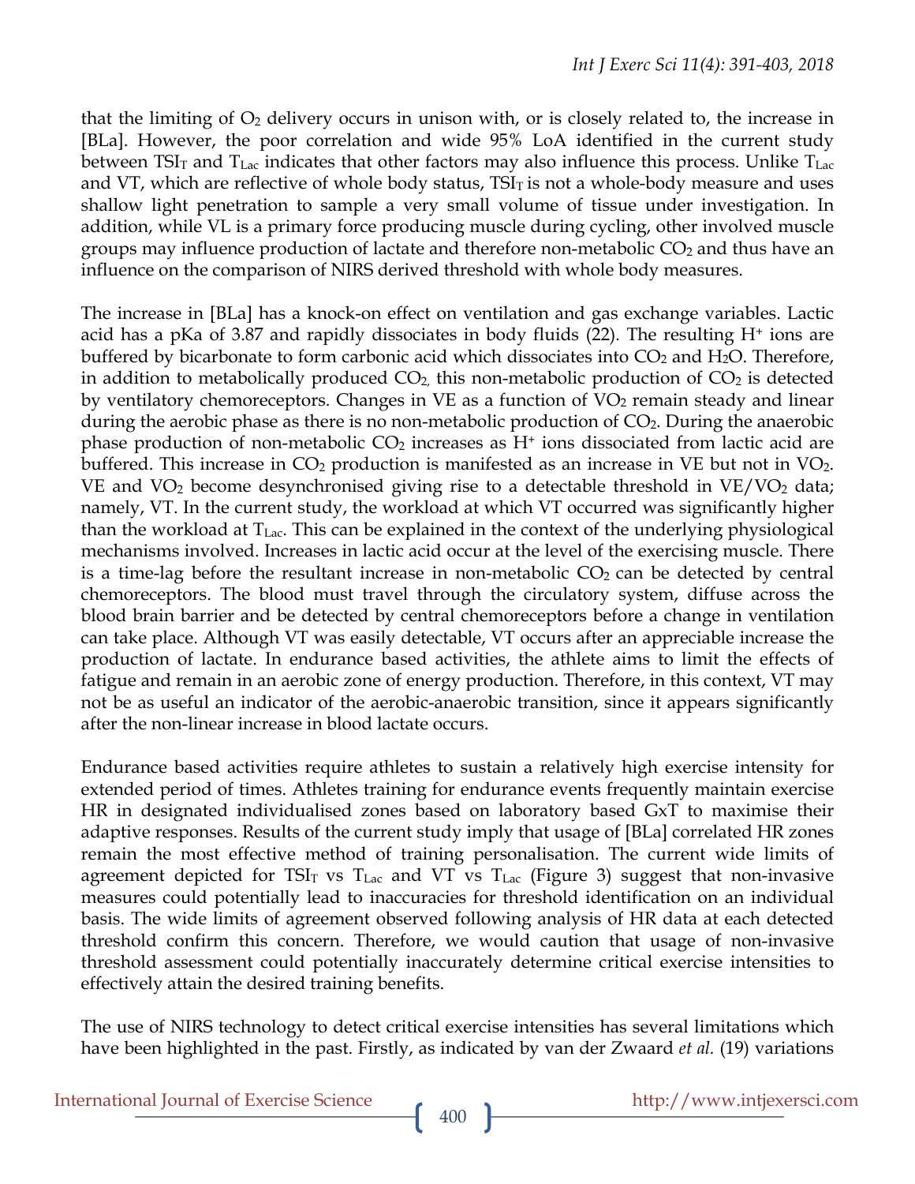that the limiting of $O_2$ delivery occurs in unison with, or is closely related to, the increase in [BLa]. However, the poor correlation and wide 95% LoA identified in the current study between $TSI_T$ and $T_{Lac}$ indicates that other factors may also influence this process. Unlike $T_{Lac}$ and VT, which are reflective of whole body status, $TSI_T$ is not a whole-body measure and uses shallow light penetration to sample a very small volume of tissue under investigation. In addition, while VL is a primary force producing muscle during cycling, other involved muscle groups may influence production of lactate and therefore non-metabolic $CO_2$ and thus have an influence on the comparison of NIRS derived threshold with whole body measures.

The increase in [BLa] has a knock-on effect on ventilation and gas exchange variables. Lactic acid has a pKa of 3.87 and rapidly dissociates in body fluids (22). The resulting $H^+$ ions are buffered by bicarbonate to form carbonic acid which dissociates into $CO_2$ and $H_2O$. Therefore, in addition to metabolically produced $CO_2$, this non-metabolic production of $CO_2$ is detected by ventilatory chemoreceptors. Changes in VE as a function of $VO_2$ remain steady and linear during the aerobic phase as there is no non-metabolic production of $CO_2$. During the anaerobic phase production of non-metabolic $CO_2$ increases as $H^+$ ions dissociated from lactic acid are buffered. This increase in $CO_2$ production is manifested as an increase in VE but not in $VO_2$. VE and $VO_2$ become desynchronised giving rise to a detectable threshold in VE/$VO_2$ data; namely, VT. In the current study, the workload at which VT occurred was significantly higher than the workload at $T_{Lac}$. This can be explained in the context of the underlying physiological mechanisms involved. Increases in lactic acid occur at the level of the exercising muscle. There is a time-lag before the resultant increase in non-metabolic $CO_2$ can be detected by central chemoreceptors. The blood must travel through the circulatory system, diffuse across the blood brain barrier and be detected by central chemoreceptors before a change in ventilation can take place. Although VT was easily detectable, VT occurs after an appreciable increase the production of lactate. In endurance based activities, the athlete aims to limit the effects of fatigue and remain in an aerobic zone of energy production. Therefore, in this context, VT may not be as useful an indicator of the aerobic-anaerobic transition, since it appears significantly after the non-linear increase in blood lactate occurs.

Endurance based activities require athletes to sustain a relatively high exercise intensity for extended period of times. Athletes training for endurance events frequently maintain exercise HR in designated individualised zones based on laboratory based GxT to maximise their adaptive responses. Results of the current study imply that usage of [BLa] correlated HR zones remain the most effective method of training personalisation. The current wide limits of agreement depicted for $TSI_T$ vs $T_{Lac}$ and VT vs $T_{Lac}$ (Figure 3) suggest that non-invasive measures could potentially lead to inaccuracies for threshold identification on an individual basis. The wide limits of agreement observed following analysis of HR data at each detected threshold confirm this concern. Therefore, we would caution that usage of non-invasive threshold assessment could potentially inaccurately determine critical exercise intensities to effectively attain the desired training benefits.

The use of NIRS technology to detect critical exercise intensities has several limitations which have been highlighted in the past. Firstly, as indicated by van der Zwaard *et al.* (19) variations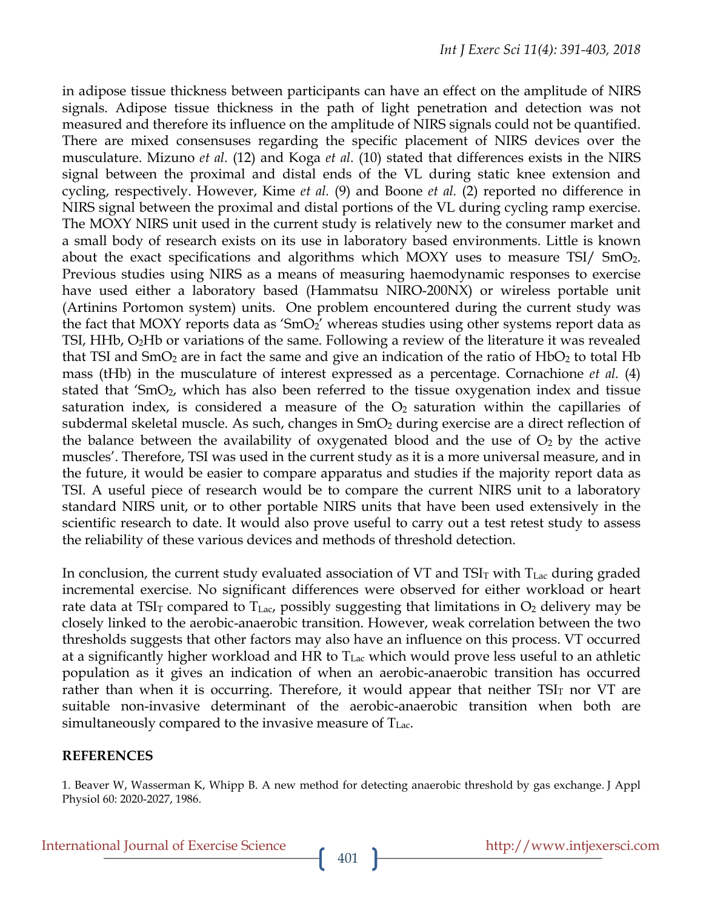in adipose tissue thickness between participants can have an effect on the amplitude of NIRS signals. Adipose tissue thickness in the path of light penetration and detection was not measured and therefore its influence on the amplitude of NIRS signals could not be quantified. There are mixed consensuses regarding the specific placement of NIRS devices over the musculature. Mizuno *et al.* (12) and Koga *et al.* (10) stated that differences exists in the NIRS signal between the proximal and distal ends of the VL during static knee extension and cycling, respectively. However, Kime *et al.* (9) and Boone *et al.* (2) reported no difference in NIRS signal between the proximal and distal portions of the VL during cycling ramp exercise. The MOXY NIRS unit used in the current study is relatively new to the consumer market and a small body of research exists on its use in laboratory based environments. Little is known about the exact specifications and algorithms which MOXY uses to measure TSI/ $SmO_2$. Previous studies using NIRS as a means of measuring haemodynamic responses to exercise have used either a laboratory based (Hammatsu NIRO-200NX) or wireless portable unit (Artinins Portomon system) units. One problem encountered during the current study was the fact that MOXY reports data as '$SmO_2$' whereas studies using other systems report data as TSI, HHb, $O_2Hb$ or variations of the same. Following a review of the literature it was revealed that TSI and $SmO_2$ are in fact the same and give an indication of the ratio of $HbO_2$ to total Hb mass (tHb) in the musculature of interest expressed as a percentage. Cornachione *et al.* (4) stated that '$SmO_2$, which has also been referred to the tissue oxygenation index and tissue saturation index, is considered a measure of the $O_2$ saturation within the capillaries of subdermal skeletal muscle. As such, changes in $SmO_2$ during exercise are a direct reflection of the balance between the availability of oxygenated blood and the use of $O_2$ by the active muscles'. Therefore, TSI was used in the current study as it is a more universal measure, and in the future, it would be easier to compare apparatus and studies if the majority report data as TSI. A useful piece of research would be to compare the current NIRS unit to a laboratory standard NIRS unit, or to other portable NIRS units that have been used extensively in the scientific research to date. It would also prove useful to carry out a test retest study to assess the reliability of these various devices and methods of threshold detection.

In conclusion, the current study evaluated association of VT and $TSI_T$ with $T_{Lac}$ during graded incremental exercise. No significant differences were observed for either workload or heart rate data at $TSI_T$ compared to $T_{Lac}$, possibly suggesting that limitations in $O_2$ delivery may be closely linked to the aerobic-anaerobic transition. However, weak correlation between the two thresholds suggests that other factors may also have an influence on this process. VT occurred at a significantly higher workload and HR to $T_{Lac}$ which would prove less useful to an athletic population as it gives an indication of when an aerobic-anaerobic transition has occurred rather than when it is occurring. Therefore, it would appear that neither $TSI_T$ nor VT are suitable non-invasive determinant of the aerobic-anaerobic transition when both are simultaneously compared to the invasive measure of $T_{Lac}$.

## REFERENCES

1. Beaver W, Wasserman K, Whipp B. A new method for detecting anaerobic threshold by gas exchange. J Appl Physiol 60: 2020-2027, 1986.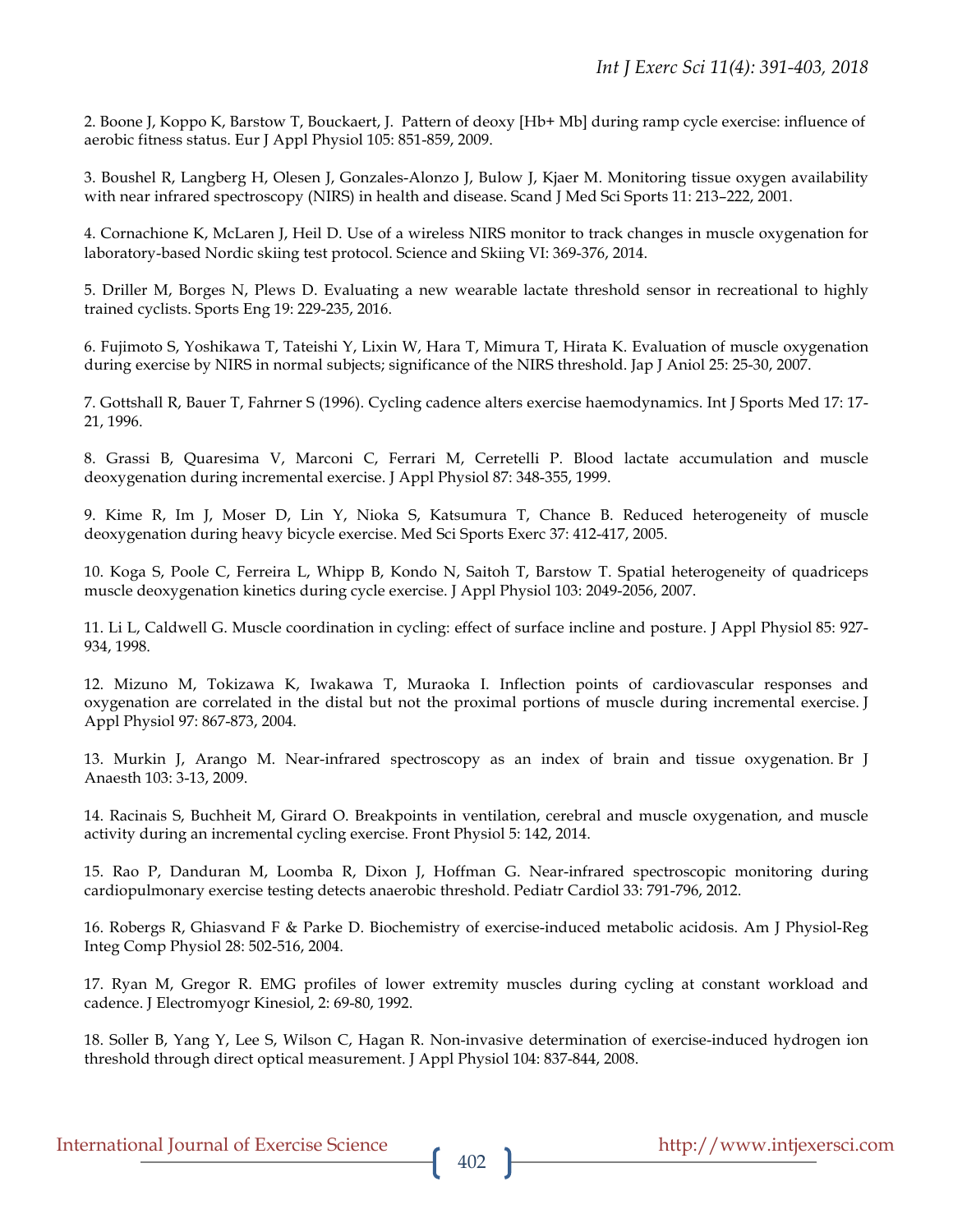2. Boone J, Koppo K, Barstow T, Bouckaert, J. Pattern of deoxy [Hb+ Mb] during ramp cycle exercise: influence of aerobic fitness status. Eur J Appl Physiol 105: 851-859, 2009.

3. Boushel R, Langberg H, Olesen J, Gonzales-Alonzo J, Bulow J, Kjaer M. Monitoring tissue oxygen availability with near infrared spectroscopy (NIRS) in health and disease. Scand J Med Sci Sports 11: 213–222, 2001.

4. Cornachione K, McLaren J, Heil D. Use of a wireless NIRS monitor to track changes in muscle oxygenation for laboratory-based Nordic skiing test protocol. Science and Skiing VI: 369-376, 2014.

5. Driller M, Borges N, Plews D. Evaluating a new wearable lactate threshold sensor in recreational to highly trained cyclists. Sports Eng 19: 229-235, 2016.

6. Fujimoto S, Yoshikawa T, Tateishi Y, Lixin W, Hara T, Mimura T, Hirata K. Evaluation of muscle oxygenation during exercise by NIRS in normal subjects; significance of the NIRS threshold. Jap J Aniol 25: 25-30, 2007.

7. Gottshall R, Bauer T, Fahrner S (1996). Cycling cadence alters exercise haemodynamics. Int J Sports Med 17: 17-21, 1996.

8. Grassi B, Quaresima V, Marconi C, Ferrari M, Cerretelli P. Blood lactate accumulation and muscle deoxygenation during incremental exercise. J Appl Physiol 87: 348-355, 1999.

9. Kime R, Im J, Moser D, Lin Y, Nioka S, Katsumura T, Chance B. Reduced heterogeneity of muscle deoxygenation during heavy bicycle exercise. Med Sci Sports Exerc 37: 412-417, 2005.

10. Koga S, Poole C, Ferreira L, Whipp B, Kondo N, Saitoh T, Barstow T. Spatial heterogeneity of quadriceps muscle deoxygenation kinetics during cycle exercise. J Appl Physiol 103: 2049-2056, 2007.

11. Li L, Caldwell G. Muscle coordination in cycling: effect of surface incline and posture. J Appl Physiol 85: 927-934, 1998.

12. Mizuno M, Tokizawa K, Iwakawa T, Muraoka I. Inflection points of cardiovascular responses and oxygenation are correlated in the distal but not the proximal portions of muscle during incremental exercise. J Appl Physiol 97: 867-873, 2004.

13. Murkin J, Arango M. Near-infrared spectroscopy as an index of brain and tissue oxygenation. Br J Anaesth 103: 3-13, 2009.

14. Racinais S, Buchheit M, Girard O. Breakpoints in ventilation, cerebral and muscle oxygenation, and muscle activity during an incremental cycling exercise. Front Physiol 5: 142, 2014.

15. Rao P, Danduran M, Loomba R, Dixon J, Hoffman G. Near-infrared spectroscopic monitoring during cardiopulmonary exercise testing detects anaerobic threshold. Pediatr Cardiol 33: 791-796, 2012.

16. Robergs R, Ghiasvand F & Parke D. Biochemistry of exercise-induced metabolic acidosis. Am J Physiol-Reg Integ Comp Physiol 28: 502-516, 2004.

17. Ryan M, Gregor R. EMG profiles of lower extremity muscles during cycling at constant workload and cadence. J Electromyogr Kinesiol, 2: 69-80, 1992.

18. Soller B, Yang Y, Lee S, Wilson C, Hagan R. Non-invasive determination of exercise-induced hydrogen ion threshold through direct optical measurement. J Appl Physiol 104: 837-844, 2008.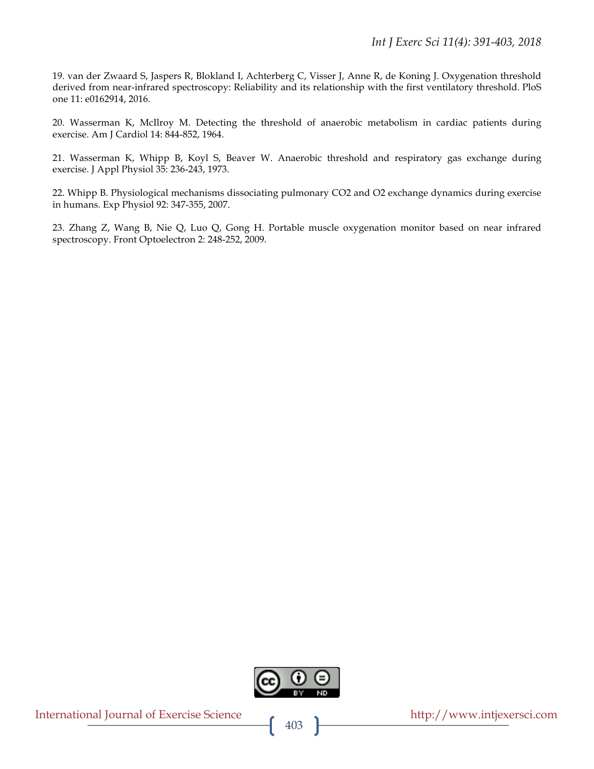19. van der Zwaard S, Jaspers R, Blokland I, Achterberg C, Visser J, Anne R, de Koning J. Oxygenation threshold derived from near-infrared spectroscopy: Reliability and its relationship with the first ventilatory threshold. PloS one 11: e0162914, 2016.

20. Wasserman K, McIlroy M. Detecting the threshold of anaerobic metabolism in cardiac patients during exercise. Am J Cardiol 14: 844-852, 1964.

21. Wasserman K, Whipp B, Koyl S, Beaver W. Anaerobic threshold and respiratory gas exchange during exercise. J Appl Physiol 35: 236-243, 1973.

22. Whipp B. Physiological mechanisms dissociating pulmonary CO2 and O2 exchange dynamics during exercise in humans. Exp Physiol 92: 347-355, 2007.

23. Zhang Z, Wang B, Nie Q, Luo Q, Gong H. Portable muscle oxygenation monitor based on near infrared spectroscopy. Front Optoelectron 2: 248-252, 2009.